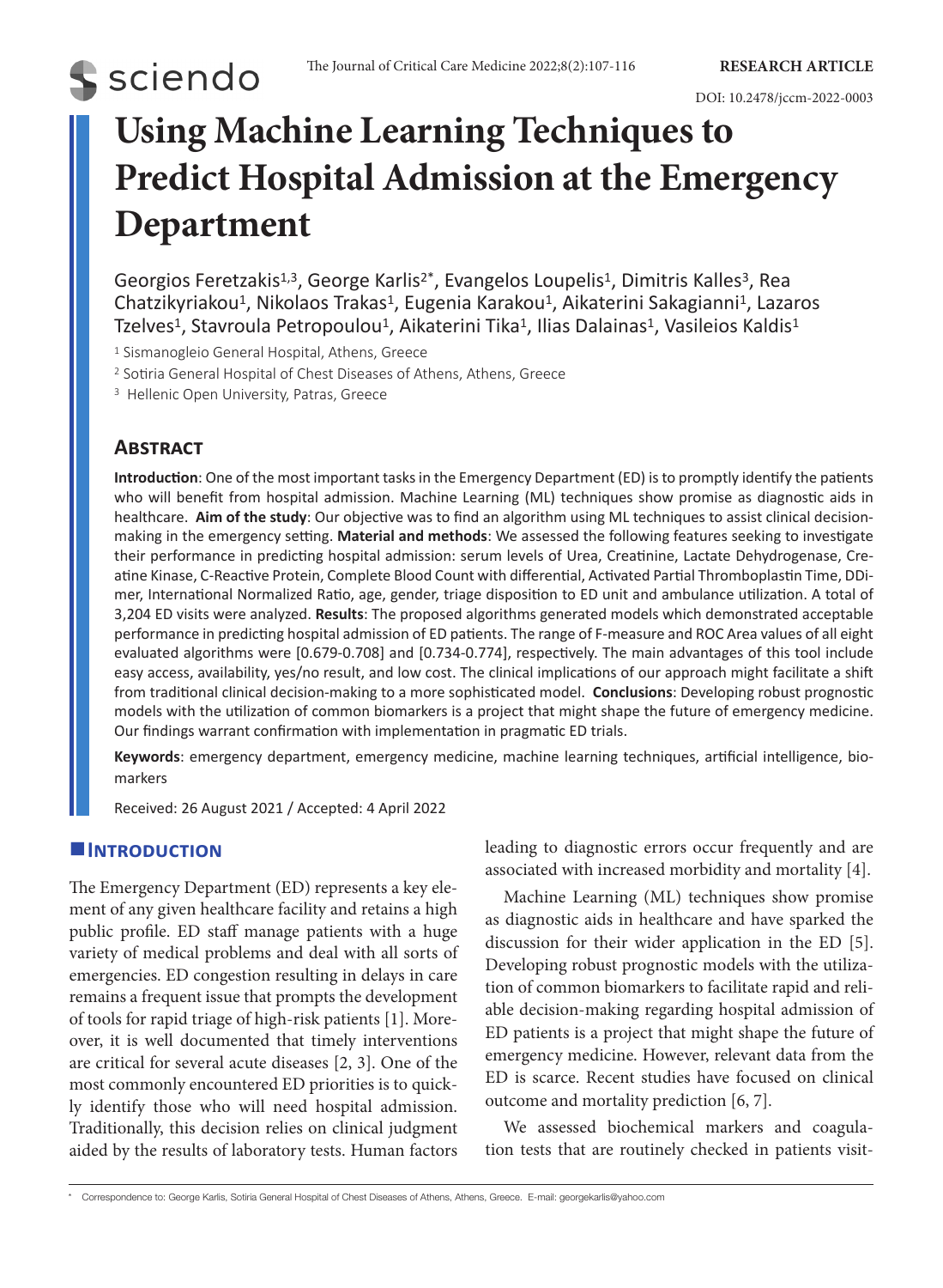RESEARCH ARTICLE

DOI: 10.2478/jccm-2022-0003

# Using Machine Learning Techniques to Predict Hospital Admission at the Emergency Department

Georgios Feretzakis[1,3], George Karlis[2*], Evangelos Loupelis[1], Dimitris Kalles[3], Rea Chatzikyriakou[1], Nikolaos Trakas[1], Eugenia Karakou[1], Aikaterini Sakagianni[1], Lazaros Tzelves[1], Stavroula Petropoulou[1], Aikaterini Tika[1], Ilias Dalainas[1], Vasileios Kaldis[1]

[1] Sismanogleio General Hospital, Athens, Greece

[2] Sotiria General Hospital of Chest Diseases of Athens, Athens, Greece

[3] Hellenic Open University, Patras, Greece

## Abstract

**Introduction**: One of the most important tasks in the Emergency Department (ED) is to promptly identify the patients who will benefit from hospital admission. Machine Learning (ML) techniques show promise as diagnostic aids in healthcare. **Aim of the study**: Our objective was to find an algorithm using ML techniques to assist clinical decision-making in the emergency setting. **Material and methods**: We assessed the following features seeking to investigate their performance in predicting hospital admission: serum levels of Urea, Creatinine, Lactate Dehydrogenase, Creatine Kinase, C-Reactive Protein, Complete Blood Count with differential, Activated Partial Thromboplastin Time, DDimer, International Normalized Ratio, age, gender, triage disposition to ED unit and ambulance utilization. A total of 3,204 ED visits were analyzed. **Results**: The proposed algorithms generated models which demonstrated acceptable performance in predicting hospital admission of ED patients. The range of F-measure and ROC Area values of all eight evaluated algorithms were [0.679-0.708] and [0.734-0.774], respectively. The main advantages of this tool include easy access, availability, yes/no result, and low cost. The clinical implications of our approach might facilitate a shift from traditional clinical decision-making to a more sophisticated model. **Conclusions**: Developing robust prognostic models with the utilization of common biomarkers is a project that might shape the future of emergency medicine. Our findings warrant confirmation with implementation in pragmatic ED trials.

**Keywords**: emergency department, emergency medicine, machine learning techniques, artificial intelligence, biomarkers

Received: 26 August 2021 / Accepted: 4 April 2022

## Introduction

The Emergency Department (ED) represents a key element of any given healthcare facility and retains a high public profile. ED staff manage patients with a huge variety of medical problems and deal with all sorts of emergencies. ED congestion resulting in delays in care remains a frequent issue that prompts the development of tools for rapid triage of high-risk patients [1]. Moreover, it is well documented that timely interventions are critical for several acute diseases [2, 3]. One of the most commonly encountered ED priorities is to quickly identify those who will need hospital admission. Traditionally, this decision relies on clinical judgment aided by the results of laboratory tests. Human factors leading to diagnostic errors occur frequently and are associated with increased morbidity and mortality [4].

Machine Learning (ML) techniques show promise as diagnostic aids in healthcare and have sparked the discussion for their wider application in the ED [5]. Developing robust prognostic models with the utilization of common biomarkers to facilitate rapid and reliable decision-making regarding hospital admission of ED patients is a project that might shape the future of emergency medicine. However, relevant data from the ED is scarce. Recent studies have focused on clinical outcome and mortality prediction [6, 7].

We assessed biochemical markers and coagulation tests that are routinely checked in patients visit-

* Correspondence to: George Karlis, Sotiria General Hospital of Chest Diseases of Athens, Athens, Greece. E-mail: georgekarlis@yahoo.com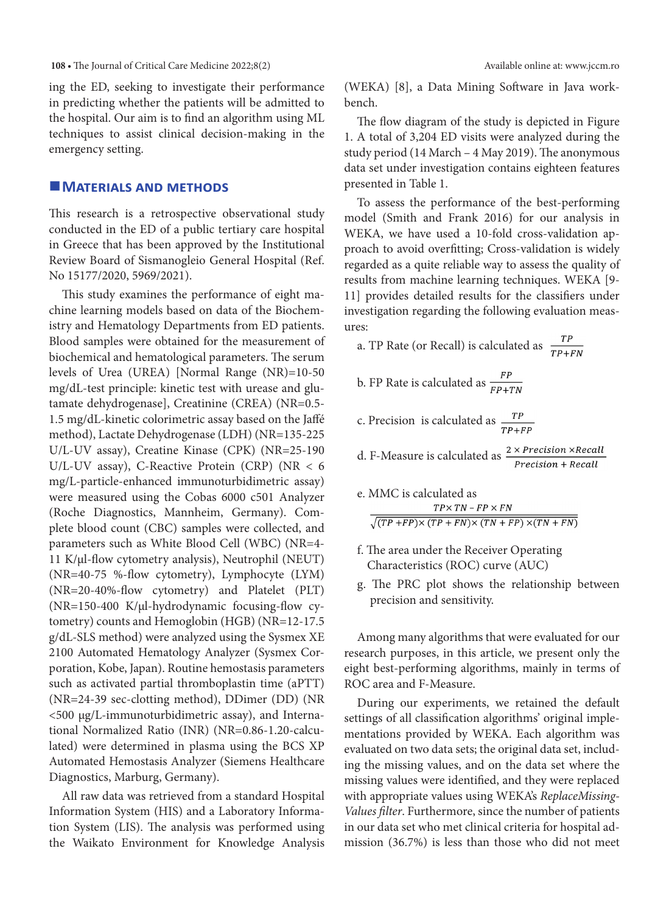ing the ED, seeking to investigate their performance in predicting whether the patients will be admitted to the hospital. Our aim is to find an algorithm using ML techniques to assist clinical decision-making in the emergency setting.

## Materials and methods

This research is a retrospective observational study conducted in the ED of a public tertiary care hospital in Greece that has been approved by the Institutional Review Board of Sismanogleio General Hospital (Ref. No 15177/2020, 5969/2021).

This study examines the performance of eight machine learning models based on data of the Biochemistry and Hematology Departments from ED patients. Blood samples were obtained for the measurement of biochemical and hematological parameters. The serum levels of Urea (UREA) [Normal Range (NR)=10-50 mg/dL-test principle: kinetic test with urease and glutamate dehydrogenase], Creatinine (CREA) (NR=0.5-1.5 mg/dL-kinetic colorimetric assay based on the Jaffé method), Lactate Dehydrogenase (LDH) (NR=135-225 U/L-UV assay), Creatine Kinase (CPK) (NR=25-190 U/L-UV assay), C-Reactive Protein (CRP) (NR < 6 mg/L-particle-enhanced immunoturbidimetric assay) were measured using the Cobas 6000 c501 Analyzer (Roche Diagnostics, Mannheim, Germany). Complete blood count (CBC) samples were collected, and parameters such as White Blood Cell (WBC) (NR=4-11 K/μl-flow cytometry analysis), Neutrophil (NEUT) (NR=40-75 %-flow cytometry), Lymphocyte (LYM) (NR=20-40%-flow cytometry) and Platelet (PLT) (NR=150-400 K/μl-hydrodynamic focusing-flow cytometry) counts and Hemoglobin (HGB) (NR=12-17.5 g/dL-SLS method) were analyzed using the Sysmex XE 2100 Automated Hematology Analyzer (Sysmex Corporation, Kobe, Japan). Routine hemostasis parameters such as activated partial thromboplastin time (aPTT) (NR=24-39 sec-clotting method), DDimer (DD) (NR <500 μg/L-immunoturbidimetric assay), and International Normalized Ratio (INR) (NR=0.86-1.20-calculated) were determined in plasma using the BCS XP Automated Hemostasis Analyzer (Siemens Healthcare Diagnostics, Marburg, Germany).

All raw data was retrieved from a standard Hospital Information System (HIS) and a Laboratory Information System (LIS). The analysis was performed using the Waikato Environment for Knowledge Analysis (WEKA) [8], a Data Mining Software in Java workbench.

The flow diagram of the study is depicted in Figure 1. A total of 3,204 ED visits were analyzed during the study period (14 March – 4 May 2019). The anonymous data set under investigation contains eighteen features presented in Table 1.

To assess the performance of the best-performing model (Smith and Frank 2016) for our analysis in WEKA, we have used a 10-fold cross-validation approach to avoid overfitting; Cross-validation is widely regarded as a quite reliable way to assess the quality of results from machine learning techniques. WEKA [9-11] provides detailed results for the classifiers under investigation regarding the following evaluation measures:

a. TP Rate (or Recall) is calculated as $\frac{TP}{TP+FN}$

b. FP Rate is calculated as $\frac{FP}{FP+TN}$

c. Precision is calculated as $\frac{TP}{TP+FP}$

d. F-Measure is calculated as $\frac{2 \times Precision \times Recall}{Precision + Recall}$

e. MMC is calculated as
$$\frac{TP \times TN - FP \times FN}{\sqrt{(TP+FP) \times (TP+FN) \times (TN+FP) \times (TN+FN)}}$$

f. The area under the Receiver Operating Characteristics (ROC) curve (AUC)

g. The PRC plot shows the relationship between precision and sensitivity.

Among many algorithms that were evaluated for our research purposes, in this article, we present only the eight best-performing algorithms, mainly in terms of ROC area and F-Measure.

During our experiments, we retained the default settings of all classification algorithms' original implementations provided by WEKA. Each algorithm was evaluated on two data sets; the original data set, including the missing values, and on the data set where the missing values were identified, and they were replaced with appropriate values using WEKA's *ReplaceMissingValues filter*. Furthermore, since the number of patients in our data set who met clinical criteria for hospital admission (36.7%) is less than those who did not meet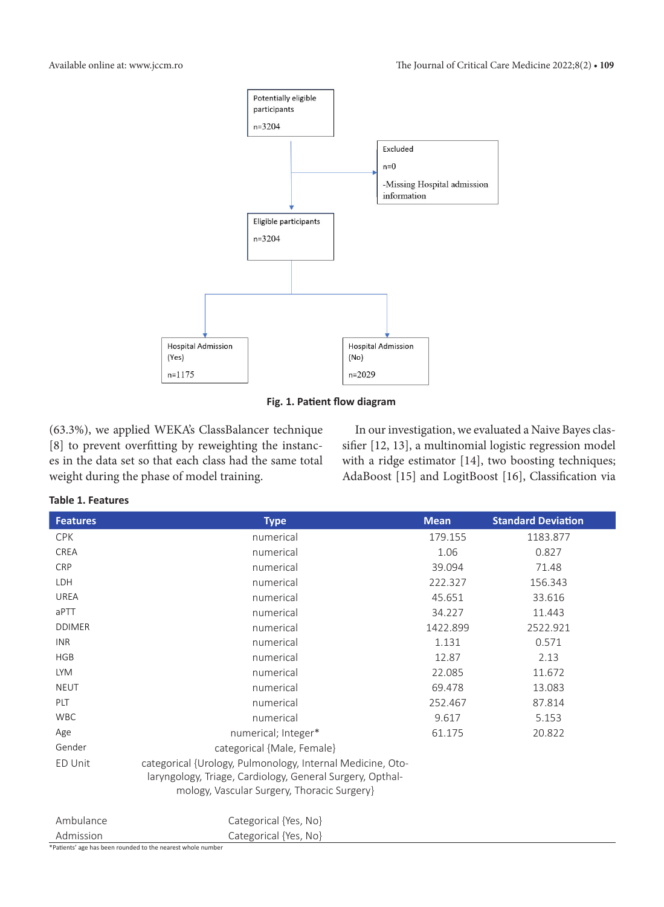Potentially eligible participants

n=3204

Excluded

n=0

-Missing Hospital admission information

Eligible participants

n=3204

Hospital Admission (Yes)

n=1175

Hospital Admission (No)

n=2029

**Fig. 1. Patient flow diagram**

(63.3%), we applied WEKA's ClassBalancer technique [8] to prevent overfitting by reweighting the instances in the data set so that each class had the same total weight during the phase of model training.

In our investigation, we evaluated a Naive Bayes classifier [12, 13], a multinomial logistic regression model with a ridge estimator [14], two boosting techniques; AdaBoost [15] and LogitBoost [16], Classification via

**Table 1. Features**

| Features | Type | Mean | Standard Deviation |
|---|---|---|---|
| CPK | numerical | 179.155 | 1183.877 |
| CREA | numerical | 1.06 | 0.827 |
| CRP | numerical | 39.094 | 71.48 |
| LDH | numerical | 222.327 | 156.343 |
| UREA | numerical | 45.651 | 33.616 |
| aPTT | numerical | 34.227 | 11.443 |
| DDIMER | numerical | 1422.899 | 2522.921 |
| INR | numerical | 1.131 | 0.571 |
| HGB | numerical | 12.87 | 2.13 |
| LYM | numerical | 22.085 | 11.672 |
| NEUT | numerical | 69.478 | 13.083 |
| PLT | numerical | 252.467 | 87.814 |
| WBC | numerical | 9.617 | 5.153 |
| Age | numerical; Integer* | 61.175 | 20.822 |
| Gender | categorical {Male, Female} | | |
| ED Unit | categorical {Urology, Pulmonology, Internal Medicine, Otolaryngology, Triage, Cardiology, General Surgery, Opthalmology, Vascular Surgery, Thoracic Surgery} | | |
| Ambulance | Categorical {Yes, No} | | |
| Admission | Categorical {Yes, No} | | |

*Patients' age has been rounded to the nearest whole number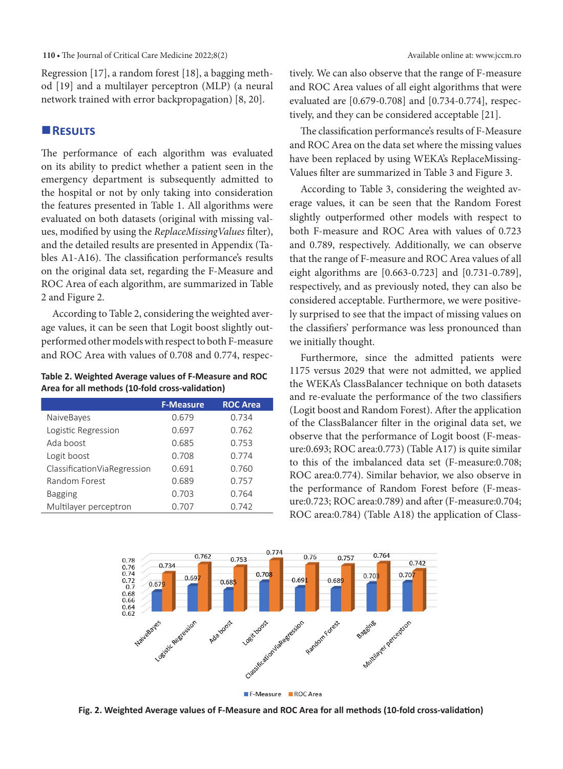Regression [17], a random forest [18], a bagging method [19] and a multilayer perceptron (MLP) (a neural network trained with error backpropagation) [8, 20].

## Results

The performance of each algorithm was evaluated on its ability to predict whether a patient seen in the emergency department is subsequently admitted to the hospital or not by only taking into consideration the features presented in Table 1. All algorithms were evaluated on both datasets (original with missing values, modified by using the *ReplaceMissingValues* filter), and the detailed results are presented in Appendix (Tables A1-A16). The classification performance's results on the original data set, regarding the F-Measure and ROC Area of each algorithm, are summarized in Table 2 and Figure 2.

According to Table 2, considering the weighted average values, it can be seen that Logit boost slightly outperformed other models with respect to both F-measure and ROC Area with values of 0.708 and 0.774, respectively. We can also observe that the range of F-measure and ROC Area values of all eight algorithms that were evaluated are [0.679-0.708] and [0.734-0.774], respectively, and they can be considered acceptable [21].

**Table 2. Weighted Average values of F-Measure and ROC Area for all methods (10-fold cross-validation)**

| | F-Measure | ROC Area |
|---|---|---|
| NaiveBayes | 0.679 | 0.734 |
| Logistic Regression | 0.697 | 0.762 |
| Ada boost | 0.685 | 0.753 |
| Logit boost | 0.708 | 0.774 |
| ClassificationViaRegression | 0.691 | 0.760 |
| Random Forest | 0.689 | 0.757 |
| Bagging | 0.703 | 0.764 |
| Multilayer perceptron | 0.707 | 0.742 |

The classification performance's results of F-Measure and ROC Area on the data set where the missing values have been replaced by using WEKA's ReplaceMissingValues filter are summarized in Table 3 and Figure 3.

According to Table 3, considering the weighted average values, it can be seen that the Random Forest slightly outperformed other models with respect to both F-measure and ROC Area with values of 0.723 and 0.789, respectively. Additionally, we can observe that the range of F-measure and ROC Area values of all eight algorithms are [0.663-0.723] and [0.731-0.789], respectively, and as previously noted, they can also be considered acceptable. Furthermore, we were positively surprised to see that the impact of missing values on the classifiers' performance was less pronounced than we initially thought.

Furthermore, since the admitted patients were 1175 versus 2029 that were not admitted, we applied the WEKA's ClassBalancer technique on both datasets and re-evaluate the performance of the two classifiers (Logit boost and Random Forest). After the application of the ClassBalancer filter in the original data set, we observe that the performance of Logit boost (F-measure:0.693; ROC area:0.773) (Table A17) is quite similar to this of the imbalanced data set (F-measure:0.708; ROC area:0.774). Similar behavior, we also observe in the performance of Random Forest before (F-measure:0.723; ROC area:0.789) and after (F-measure:0.704; ROC area:0.784) (Table A18) the application of Class-

**Fig. 2. Weighted Average values of F-Measure and ROC Area for all methods (10-fold cross-validation)**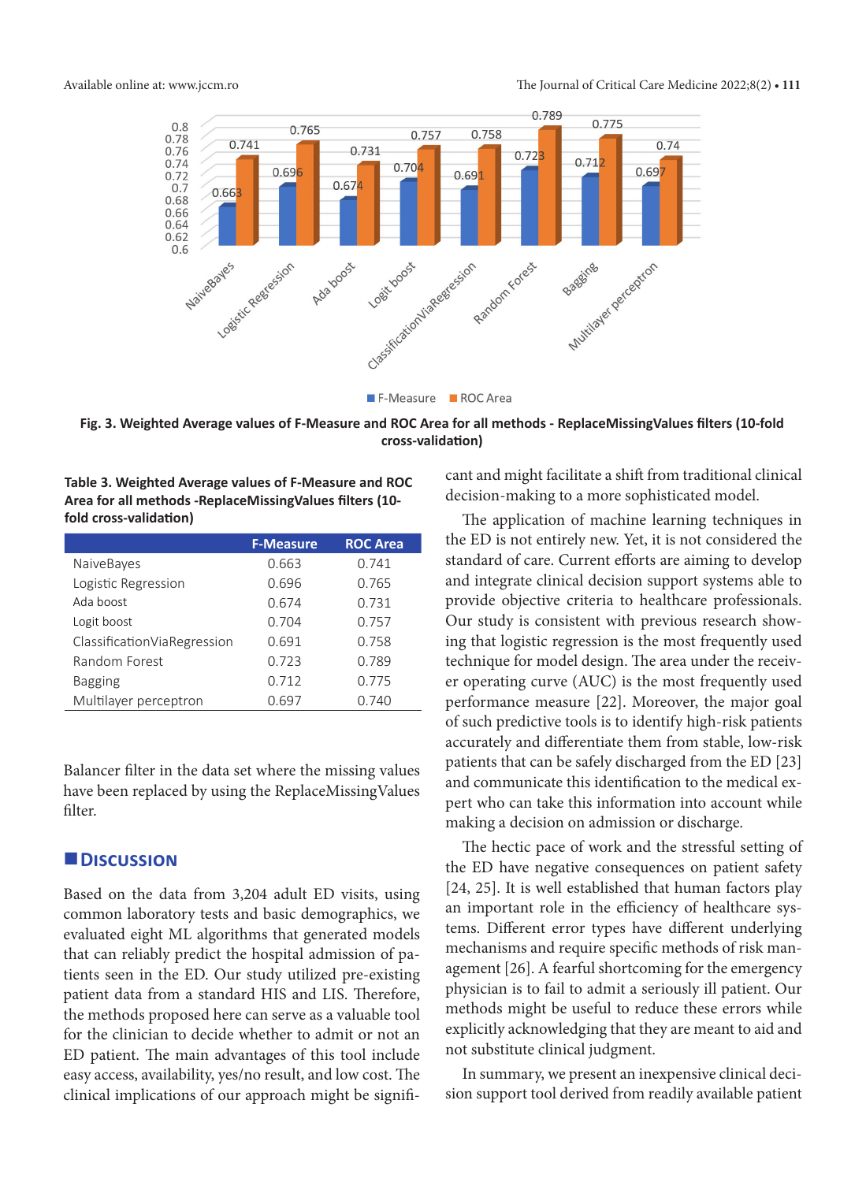Fig. 3. Weighted Average values of F-Measure and ROC Area for all methods - ReplaceMissingValues filters (10-fold cross-validation)

**Table 3. Weighted Average values of F-Measure and ROC Area for all methods -ReplaceMissingValues filters (10-fold cross-validation)**

| | F-Measure | ROC Area |
|---|---|---|
| NaiveBayes | 0.663 | 0.741 |
| Logistic Regression | 0.696 | 0.765 |
| Ada boost | 0.674 | 0.731 |
| Logit boost | 0.704 | 0.757 |
| ClassificationViaRegression | 0.691 | 0.758 |
| Random Forest | 0.723 | 0.789 |
| Bagging | 0.712 | 0.775 |
| Multilayer perceptron | 0.697 | 0.740 |

Balancer filter in the data set where the missing values have been replaced by using the ReplaceMissingValues filter.

## Discussion

Based on the data from 3,204 adult ED visits, using common laboratory tests and basic demographics, we evaluated eight ML algorithms that generated models that can reliably predict the hospital admission of patients seen in the ED. Our study utilized pre-existing patient data from a standard HIS and LIS. Therefore, the methods proposed here can serve as a valuable tool for the clinician to decide whether to admit or not an ED patient. The main advantages of this tool include easy access, availability, yes/no result, and low cost. The clinical implications of our approach might be significant and might facilitate a shift from traditional clinical decision-making to a more sophisticated model.

The application of machine learning techniques in the ED is not entirely new. Yet, it is not considered the standard of care. Current efforts are aiming to develop and integrate clinical decision support systems able to provide objective criteria to healthcare professionals. Our study is consistent with previous research showing that logistic regression is the most frequently used technique for model design. The area under the receiver operating curve (AUC) is the most frequently used performance measure [22]. Moreover, the major goal of such predictive tools is to identify high-risk patients accurately and differentiate them from stable, low-risk patients that can be safely discharged from the ED [23] and communicate this identification to the medical expert who can take this information into account while making a decision on admission or discharge.

The hectic pace of work and the stressful setting of the ED have negative consequences on patient safety [24, 25]. It is well established that human factors play an important role in the efficiency of healthcare systems. Different error types have different underlying mechanisms and require specific methods of risk management [26]. A fearful shortcoming for the emergency physician is to fail to admit a seriously ill patient. Our methods might be useful to reduce these errors while explicitly acknowledging that they are meant to aid and not substitute clinical judgment.

In summary, we present an inexpensive clinical decision support tool derived from readily available patient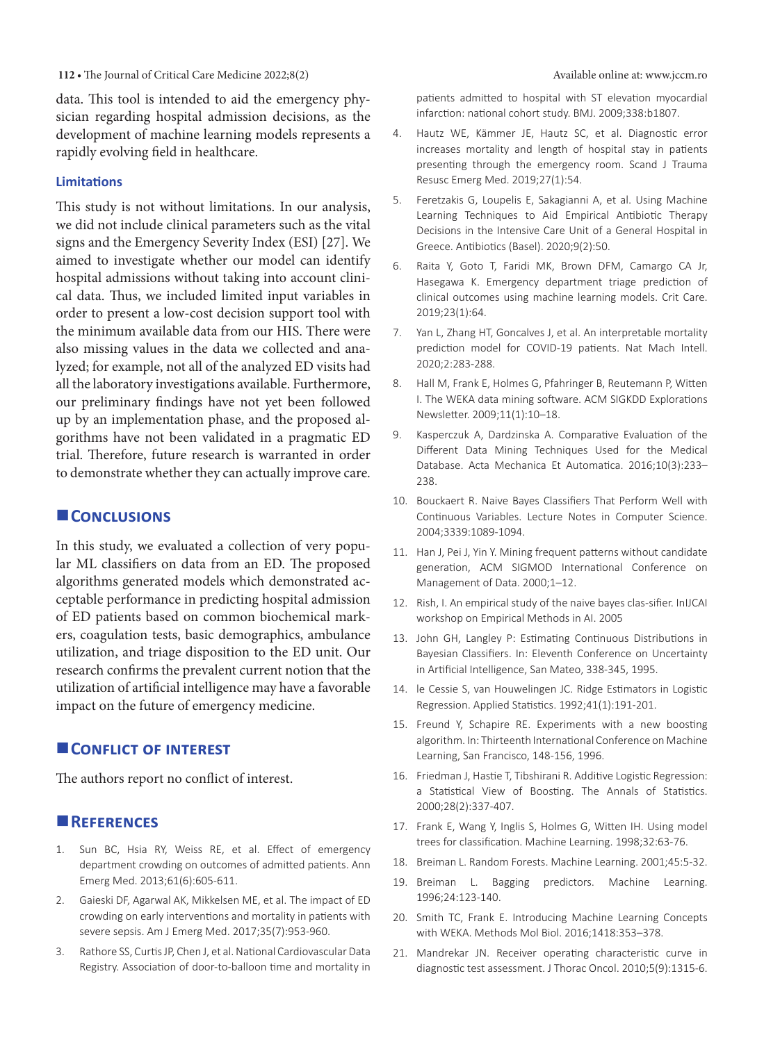data. This tool is intended to aid the emergency physician regarding hospital admission decisions, as the development of machine learning models represents a rapidly evolving field in healthcare.

### Limitations

This study is not without limitations. In our analysis, we did not include clinical parameters such as the vital signs and the Emergency Severity Index (ESI) [27]. We aimed to investigate whether our model can identify hospital admissions without taking into account clinical data. Thus, we included limited input variables in order to present a low-cost decision support tool with the minimum available data from our HIS. There were also missing values in the data we collected and analyzed; for example, not all of the analyzed ED visits had all the laboratory investigations available. Furthermore, our preliminary findings have not yet been followed up by an implementation phase, and the proposed algorithms have not been validated in a pragmatic ED trial. Therefore, future research is warranted in order to demonstrate whether they can actually improve care.

## Conclusions

In this study, we evaluated a collection of very popular ML classifiers on data from an ED. The proposed algorithms generated models which demonstrated acceptable performance in predicting hospital admission of ED patients based on common biochemical markers, coagulation tests, basic demographics, ambulance utilization, and triage disposition to the ED unit. Our research confirms the prevalent current notion that the utilization of artificial intelligence may have a favorable impact on the future of emergency medicine.

## Conflict of Interest

The authors report no conflict of interest.

## References

1. Sun BC, Hsia RY, Weiss RE, et al. Effect of emergency department crowding on outcomes of admitted patients. Ann Emerg Med. 2013;61(6):605-611.
2. Gaieski DF, Agarwal AK, Mikkelsen ME, et al. The impact of ED crowding on early interventions and mortality in patients with severe sepsis. Am J Emerg Med. 2017;35(7):953-960.
3. Rathore SS, Curtis JP, Chen J, et al. National Cardiovascular Data Registry. Association of door-to-balloon time and mortality in patients admitted to hospital with ST elevation myocardial infarction: national cohort study. BMJ. 2009;338:b1807.
4. Hautz WE, Kämmer JE, Hautz SC, et al. Diagnostic error increases mortality and length of hospital stay in patients presenting through the emergency room. Scand J Trauma Resusc Emerg Med. 2019;27(1):54.
5. Feretzakis G, Loupelis E, Sakagianni A, et al. Using Machine Learning Techniques to Aid Empirical Antibiotic Therapy Decisions in the Intensive Care Unit of a General Hospital in Greece. Antibiotics (Basel). 2020;9(2):50.
6. Raita Y, Goto T, Faridi MK, Brown DFM, Camargo CA Jr, Hasegawa K. Emergency department triage prediction of clinical outcomes using machine learning models. Crit Care. 2019;23(1):64.
7. Yan L, Zhang HT, Goncalves J, et al. An interpretable mortality prediction model for COVID-19 patients. Nat Mach Intell. 2020;2:283-288.
8. Hall M, Frank E, Holmes G, Pfahringer B, Reutemann P, Witten I. The WEKA data mining software. ACM SIGKDD Explorations Newsletter. 2009;11(1):10–18.
9. Kasperczuk A, Dardzinska A. Comparative Evaluation of the Different Data Mining Techniques Used for the Medical Database. Acta Mechanica Et Automatica. 2016;10(3):233–238.
10. Bouckaert R. Naive Bayes Classifiers That Perform Well with Continuous Variables. Lecture Notes in Computer Science. 2004;3339:1089-1094.
11. Han J, Pei J, Yin Y. Mining frequent patterns without candidate generation, ACM SIGMOD International Conference on Management of Data. 2000;1–12.
12. Rish, I. An empirical study of the naive bayes clas-sifier. InIJCAI workshop on Empirical Methods in AI. 2005
13. John GH, Langley P: Estimating Continuous Distributions in Bayesian Classifiers. In: Eleventh Conference on Uncertainty in Artificial Intelligence, San Mateo, 338-345, 1995.
14. le Cessie S, van Houwelingen JC. Ridge Estimators in Logistic Regression. Applied Statistics. 1992;41(1):191-201.
15. Freund Y, Schapire RE. Experiments with a new boosting algorithm. In: Thirteenth International Conference on Machine Learning, San Francisco, 148-156, 1996.
16. Friedman J, Hastie T, Tibshirani R. Additive Logistic Regression: a Statistical View of Boosting. The Annals of Statistics. 2000;28(2):337-407.
17. Frank E, Wang Y, Inglis S, Holmes G, Witten IH. Using model trees for classification. Machine Learning. 1998;32:63-76.
18. Breiman L. Random Forests. Machine Learning. 2001;45:5-32.
19. Breiman L. Bagging predictors. Machine Learning. 1996;24:123-140.
20. Smith TC, Frank E. Introducing Machine Learning Concepts with WEKA. Methods Mol Biol. 2016;1418:353–378.
21. Mandrekar JN. Receiver operating characteristic curve in diagnostic test assessment. J Thorac Oncol. 2010;5(9):1315-6.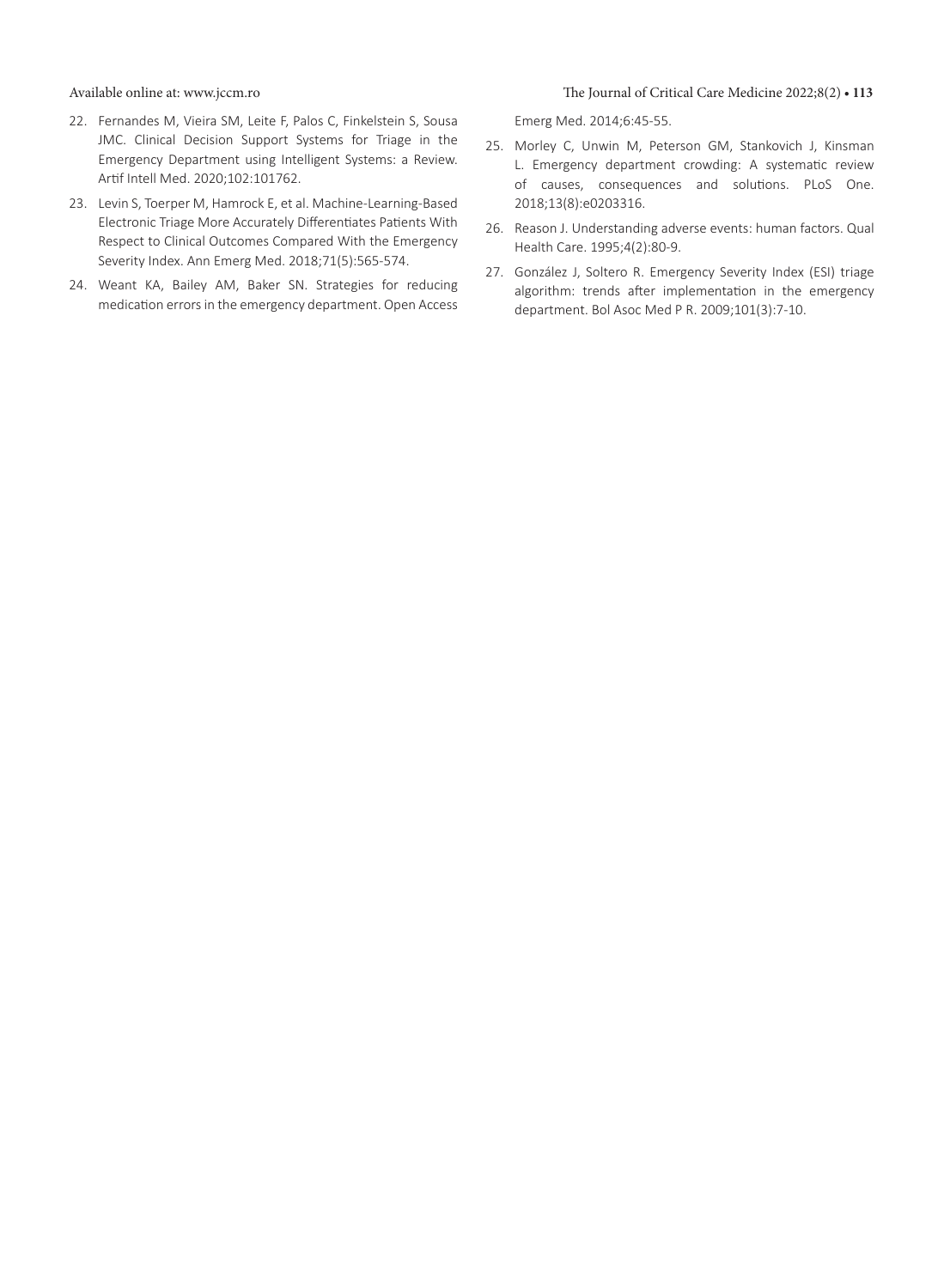22. Fernandes M, Vieira SM, Leite F, Palos C, Finkelstein S, Sousa JMC. Clinical Decision Support Systems for Triage in the Emergency Department using Intelligent Systems: a Review. Artif Intell Med. 2020;102:101762.
23. Levin S, Toerper M, Hamrock E, et al. Machine-Learning-Based Electronic Triage More Accurately Differentiates Patients With Respect to Clinical Outcomes Compared With the Emergency Severity Index. Ann Emerg Med. 2018;71(5):565-574.
24. Weant KA, Bailey AM, Baker SN. Strategies for reducing medication errors in the emergency department. Open Access Emerg Med. 2014;6:45-55.
25. Morley C, Unwin M, Peterson GM, Stankovich J, Kinsman L. Emergency department crowding: A systematic review of causes, consequences and solutions. PLoS One. 2018;13(8):e0203316.
26. Reason J. Understanding adverse events: human factors. Qual Health Care. 1995;4(2):80-9.
27. González J, Soltero R. Emergency Severity Index (ESI) triage algorithm: trends after implementation in the emergency department. Bol Asoc Med P R. 2009;101(3):7-10.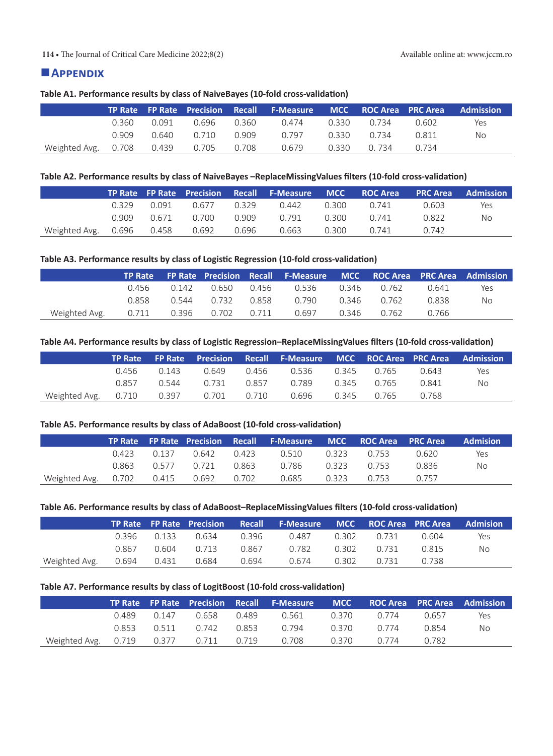## Appendix

**Table A1. Performance results by class of NaiveBayes (10-fold cross-validation)**

| | TP Rate | FP Rate | Precision | Recall | F-Measure | MCC | ROC Area | PRC Area | Admission |
|---|---|---|---|---|---|---|---|---|---|
| | 0.360 | 0.091 | 0.696 | 0.360 | 0.474 | 0.330 | 0.734 | 0.602 | Yes |
| | 0.909 | 0.640 | 0.710 | 0.909 | 0.797 | 0.330 | 0.734 | 0.811 | No |
| Weighted Avg. | 0.708 | 0.439 | 0.705 | 0.708 | 0.679 | 0.330 | 0. 734 | 0.734 | |

**Table A2. Performance results by class of NaiveBayes –ReplaceMissingValues filters (10-fold cross-validation)**

| | TP Rate | FP Rate | Precision | Recall | F-Measure | MCC | ROC Area | PRC Area | Admission |
|---|---|---|---|---|---|---|---|---|---|
| | 0.329 | 0.091 | 0.677 | 0.329 | 0.442 | 0.300 | 0.741 | 0.603 | Yes |
| | 0.909 | 0.671 | 0.700 | 0.909 | 0.791 | 0.300 | 0.741 | 0.822 | No |
| Weighted Avg. | 0.696 | 0.458 | 0.692 | 0.696 | 0.663 | 0.300 | 0.741 | 0.742 | |

**Table A3. Performance results by class of Logistic Regression (10-fold cross-validation)**

| | TP Rate | FP Rate | Precision | Recall | F-Measure | MCC | ROC Area | PRC Area | Admission |
|---|---|---|---|---|---|---|---|---|---|
| | 0.456 | 0.142 | 0.650 | 0.456 | 0.536 | 0.346 | 0.762 | 0.641 | Yes |
| | 0.858 | 0.544 | 0.732 | 0.858 | 0.790 | 0.346 | 0.762 | 0.838 | No |
| Weighted Avg. | 0.711 | 0.396 | 0.702 | 0.711 | 0.697 | 0.346 | 0.762 | 0.766 | |

**Table A4. Performance results by class of Logistic Regression–ReplaceMissingValues filters (10-fold cross-validation)**

| | TP Rate | FP Rate | Precision | Recall | F-Measure | MCC | ROC Area | PRC Area | Admission |
|---|---|---|---|---|---|---|---|---|---|
| | 0.456 | 0.143 | 0.649 | 0.456 | 0.536 | 0.345 | 0.765 | 0.643 | Yes |
| | 0.857 | 0.544 | 0.731 | 0.857 | 0.789 | 0.345 | 0.765 | 0.841 | No |
| Weighted Avg. | 0.710 | 0.397 | 0.701 | 0.710 | 0.696 | 0.345 | 0.765 | 0.768 | |

**Table A5. Performance results by class of AdaBoost (10-fold cross-validation)**

| | TP Rate | FP Rate | Precision | Recall | F-Measure | MCC | ROC Area | PRC Area | Admission |
|---|---|---|---|---|---|---|---|---|---|
| | 0.423 | 0.137 | 0.642 | 0.423 | 0.510 | 0.323 | 0.753 | 0.620 | Yes |
| | 0.863 | 0.577 | 0.721 | 0.863 | 0.786 | 0.323 | 0.753 | 0.836 | No |
| Weighted Avg. | 0.702 | 0.415 | 0.692 | 0.702 | 0.685 | 0.323 | 0.753 | 0.757 | |

**Table A6. Performance results by class of AdaBoost–ReplaceMissingValues filters (10-fold cross-validation)**

| | TP Rate | FP Rate | Precision | Recall | F-Measure | MCC | ROC Area | PRC Area | Admision |
|---|---|---|---|---|---|---|---|---|---|
| | 0.396 | 0.133 | 0.634 | 0.396 | 0.487 | 0.302 | 0.731 | 0.604 | Yes |
| | 0.867 | 0.604 | 0.713 | 0.867 | 0.782 | 0.302 | 0.731 | 0.815 | No |
| Weighted Avg. | 0.694 | 0.431 | 0.684 | 0.694 | 0.674 | 0.302 | 0.731 | 0.738 | |

**Table A7. Performance results by class of LogitBoost (10-fold cross-validation)**

| | TP Rate | FP Rate | Precision | Recall | F-Measure | MCC | ROC Area | PRC Area | Admission |
|---|---|---|---|---|---|---|---|---|---|
| | 0.489 | 0.147 | 0.658 | 0.489 | 0.561 | 0.370 | 0.774 | 0.657 | Yes |
| | 0.853 | 0.511 | 0.742 | 0.853 | 0.794 | 0.370 | 0.774 | 0.854 | No |
| Weighted Avg. | 0.719 | 0.377 | 0.711 | 0.719 | 0.708 | 0.370 | 0.774 | 0.782 | |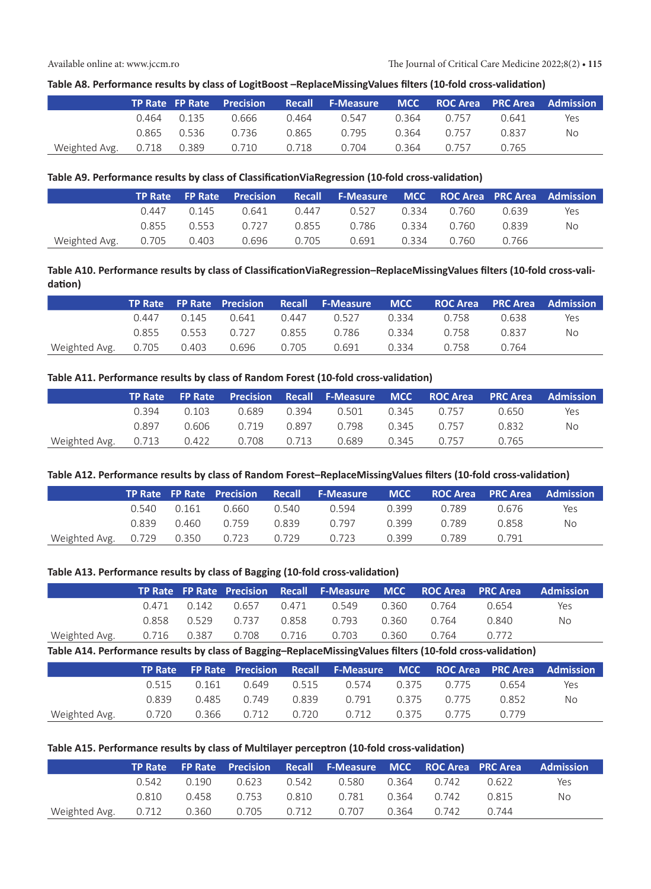**Table A8. Performance results by class of LogitBoost –ReplaceMissingValues filters (10-fold cross-validation)**

| | TP Rate | FP Rate | Precision | Recall | F-Measure | MCC | ROC Area | PRC Area | Admission |
|---|---|---|---|---|---|---|---|---|---|
| | 0.464 | 0.135 | 0.666 | 0.464 | 0.547 | 0.364 | 0.757 | 0.641 | Yes |
| | 0.865 | 0.536 | 0.736 | 0.865 | 0.795 | 0.364 | 0.757 | 0.837 | No |
| Weighted Avg. | 0.718 | 0.389 | 0.710 | 0.718 | 0.704 | 0.364 | 0.757 | 0.765 | |

**Table A9. Performance results by class of ClassificationViaRegression (10-fold cross-validation)**

| | TP Rate | FP Rate | Precision | Recall | F-Measure | MCC | ROC Area | PRC Area | Admission |
|---|---|---|---|---|---|---|---|---|---|
| | 0.447 | 0.145 | 0.641 | 0.447 | 0.527 | 0.334 | 0.760 | 0.639 | Yes |
| | 0.855 | 0.553 | 0.727 | 0.855 | 0.786 | 0.334 | 0.760 | 0.839 | No |
| Weighted Avg. | 0.705 | 0.403 | 0.696 | 0.705 | 0.691 | 0.334 | 0.760 | 0.766 | |

**Table A10. Performance results by class of ClassificationViaRegression–ReplaceMissingValues filters (10-fold cross-validation)**

| | TP Rate | FP Rate | Precision | Recall | F-Measure | MCC | ROC Area | PRC Area | Admission |
|---|---|---|---|---|---|---|---|---|---|
| | 0.447 | 0.145 | 0.641 | 0.447 | 0.527 | 0.334 | 0.758 | 0.638 | Yes |
| | 0.855 | 0.553 | 0.727 | 0.855 | 0.786 | 0.334 | 0.758 | 0.837 | No |
| Weighted Avg. | 0.705 | 0.403 | 0.696 | 0.705 | 0.691 | 0.334 | 0.758 | 0.764 | |

**Table A11. Performance results by class of Random Forest (10-fold cross-validation)**

| | TP Rate | FP Rate | Precision | Recall | F-Measure | MCC | ROC Area | PRC Area | Admission |
|---|---|---|---|---|---|---|---|---|---|
| | 0.394 | 0.103 | 0.689 | 0.394 | 0.501 | 0.345 | 0.757 | 0.650 | Yes |
| | 0.897 | 0.606 | 0.719 | 0.897 | 0.798 | 0.345 | 0.757 | 0.832 | No |
| Weighted Avg. | 0.713 | 0.422 | 0.708 | 0.713 | 0.689 | 0.345 | 0.757 | 0.765 | |

**Table A12. Performance results by class of Random Forest–ReplaceMissingValues filters (10-fold cross-validation)**

| | TP Rate | FP Rate | Precision | Recall | F-Measure | MCC | ROC Area | PRC Area | Admission |
|---|---|---|---|---|---|---|---|---|---|
| | 0.540 | 0.161 | 0.660 | 0.540 | 0.594 | 0.399 | 0.789 | 0.676 | Yes |
| | 0.839 | 0.460 | 0.759 | 0.839 | 0.797 | 0.399 | 0.789 | 0.858 | No |
| Weighted Avg. | 0.729 | 0.350 | 0.723 | 0.729 | 0.723 | 0.399 | 0.789 | 0.791 | |

**Table A13. Performance results by class of Bagging (10-fold cross-validation)**

| | TP Rate | FP Rate | Precision | Recall | F-Measure | MCC | ROC Area | PRC Area | Admission |
|---|---|---|---|---|---|---|---|---|---|
| | 0.471 | 0.142 | 0.657 | 0.471 | 0.549 | 0.360 | 0.764 | 0.654 | Yes |
| | 0.858 | 0.529 | 0.737 | 0.858 | 0.793 | 0.360 | 0.764 | 0.840 | No |
| Weighted Avg. | 0.716 | 0.387 | 0.708 | 0.716 | 0.703 | 0.360 | 0.764 | 0.772 | |

**Table A14. Performance results by class of Bagging–ReplaceMissingValues filters (10-fold cross-validation)**

| | TP Rate | FP Rate | Precision | Recall | F-Measure | MCC | ROC Area | PRC Area | Admission |
|---|---|---|---|---|---|---|---|---|---|
| | 0.515 | 0.161 | 0.649 | 0.515 | 0.574 | 0.375 | 0.775 | 0.654 | Yes |
| | 0.839 | 0.485 | 0.749 | 0.839 | 0.791 | 0.375 | 0.775 | 0.852 | No |
| Weighted Avg. | 0.720 | 0.366 | 0.712 | 0.720 | 0.712 | 0.375 | 0.775 | 0.779 | |

**Table A15. Performance results by class of Multilayer perceptron (10-fold cross-validation)**

| | TP Rate | FP Rate | Precision | Recall | F-Measure | MCC | ROC Area | PRC Area | Admission |
|---|---|---|---|---|---|---|---|---|---|
| | 0.542 | 0.190 | 0.623 | 0.542 | 0.580 | 0.364 | 0.742 | 0.622 | Yes |
| | 0.810 | 0.458 | 0.753 | 0.810 | 0.781 | 0.364 | 0.742 | 0.815 | No |
| Weighted Avg. | 0.712 | 0.360 | 0.705 | 0.712 | 0.707 | 0.364 | 0.742 | 0.744 | |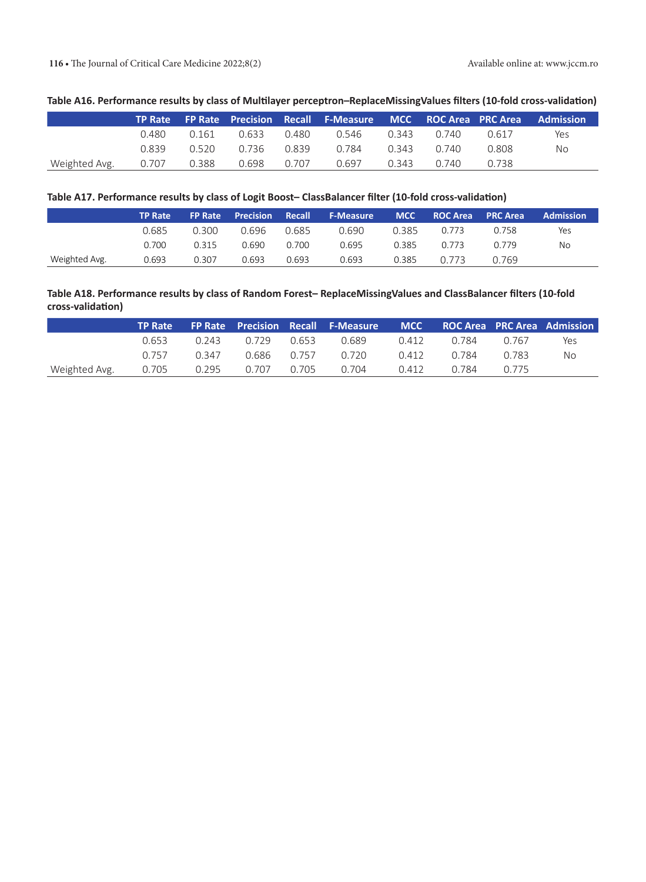**Table A16. Performance results by class of Multilayer perceptron–ReplaceMissingValues filters (10-fold cross-validation)**

| | TP Rate | FP Rate | Precision | Recall | F-Measure | MCC | ROC Area | PRC Area | Admission |
|---|---|---|---|---|---|---|---|---|---|
| | 0.480 | 0.161 | 0.633 | 0.480 | 0.546 | 0.343 | 0.740 | 0.617 | Yes |
| | 0.839 | 0.520 | 0.736 | 0.839 | 0.784 | 0.343 | 0.740 | 0.808 | No |
| Weighted Avg. | 0.707 | 0.388 | 0.698 | 0.707 | 0.697 | 0.343 | 0.740 | 0.738 | |

**Table A17. Performance results by class of Logit Boost– ClassBalancer filter (10-fold cross-validation)**

| | TP Rate | FP Rate | Precision | Recall | F-Measure | MCC | ROC Area | PRC Area | Admission |
|---|---|---|---|---|---|---|---|---|---|
| | 0.685 | 0.300 | 0.696 | 0.685 | 0.690 | 0.385 | 0.773 | 0.758 | Yes |
| | 0.700 | 0.315 | 0.690 | 0.700 | 0.695 | 0.385 | 0.773 | 0.779 | No |
| Weighted Avg. | 0.693 | 0.307 | 0.693 | 0.693 | 0.693 | 0.385 | 0.773 | 0.769 | |

**Table A18. Performance results by class of Random Forest– ReplaceMissingValues and ClassBalancer filters (10-fold cross-validation)**

| | TP Rate | FP Rate | Precision | Recall | F-Measure | MCC | ROC Area | PRC Area | Admission |
|---|---|---|---|---|---|---|---|---|---|
| | 0.653 | 0.243 | 0.729 | 0.653 | 0.689 | 0.412 | 0.784 | 0.767 | Yes |
| | 0.757 | 0.347 | 0.686 | 0.757 | 0.720 | 0.412 | 0.784 | 0.783 | No |
| Weighted Avg. | 0.705 | 0.295 | 0.707 | 0.705 | 0.704 | 0.412 | 0.784 | 0.775 | |